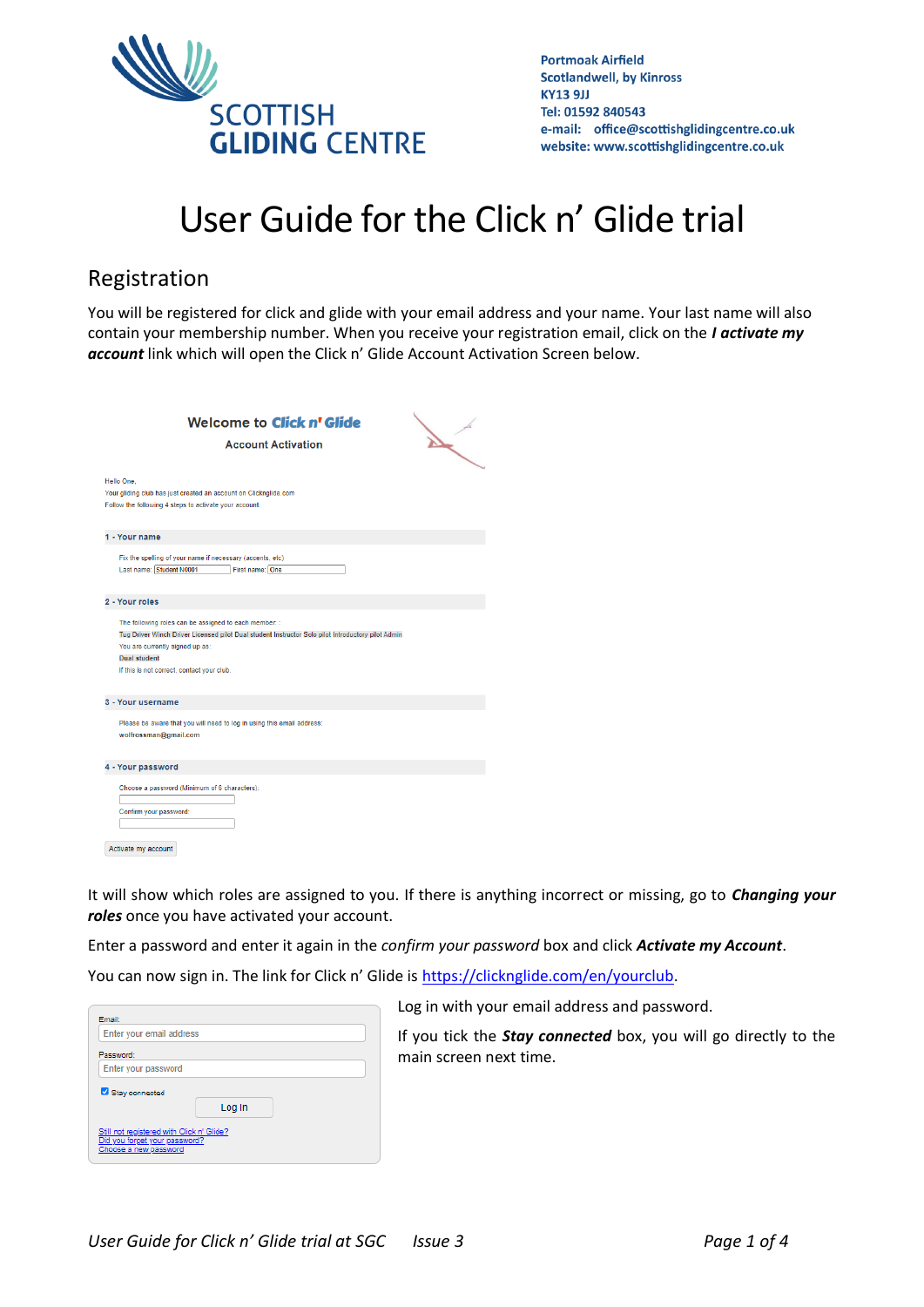Portmoak Airfield
Scotlandwell, by Kinross
KY13 9JJ
Tel: 01592 840543
e-mail: office@scottishglidingcentre.co.uk
website: www.scottishglidingcentre.co.uk

# User Guide for the Click n' Glide trial

## Registration

You will be registered for click and glide with your email address and your name. Your last name will also contain your membership number. When you receive your registration email, click on the ***I activate my account*** link which will open the Click n' Glide Account Activation Screen below.

Welcome to Click n' Glide

Account Activation

Hello One,
Your gliding club has just created an account on Clicknglide.com
Follow the following 4 steps to activate your account.

1 - Your name

Fix the spelling of your name if necessary (accents, etc)
Last name: Student N0001 First name: One

2 - Your roles

The following roles can be assigned to each member :
Tug Driver Winch Driver Licensed pilot Dual student Instructor Solo pilot Introductory pilot Admin
You are currently signed up as:
Dual student
If this is not correct, contact your club.

3 - Your username

Please be aware that you will need to log in using this email address:
wolfrossman@gmail.com

4 - Your password

Choose a password (Minimum of 6 characters):

Confirm your password:

Activate my account

It will show which roles are assigned to you. If there is anything incorrect or missing, go to ***Changing your roles*** once you have activated your account.

Enter a password and enter it again in the *confirm your password* box and click ***Activate my Account***.

You can now sign in. The link for Click n' Glide is https://clicknglide.com/en/yourclub.

Email:
Enter your email address
Password:
Enter your password
Stay connected
Log In
Still not registered with Click n' Glide?
Did you forget your password?
Choose a new password

Log in with your email address and password.

If you tick the ***Stay connected*** box, you will go directly to the main screen next time.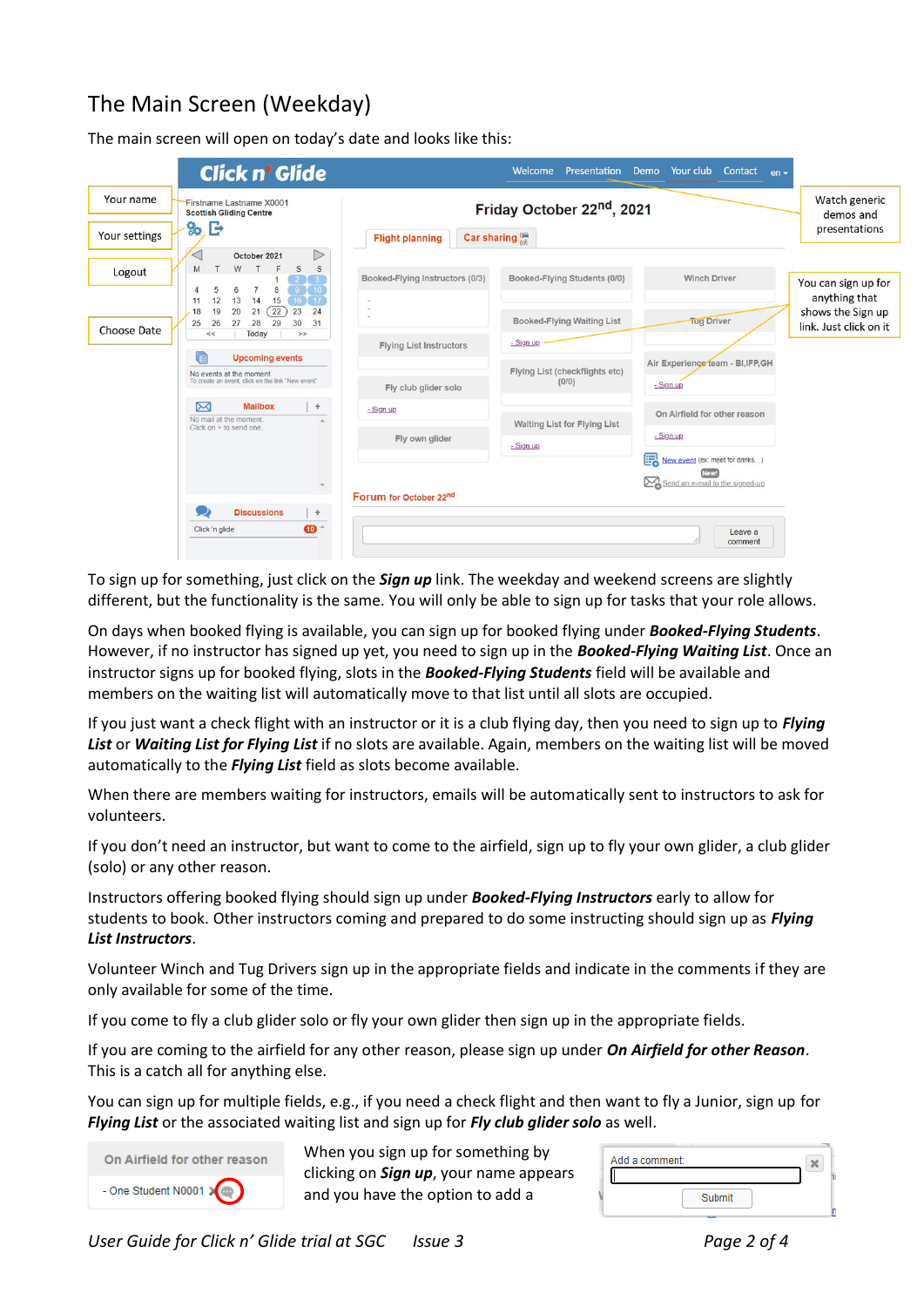## The Main Screen (Weekday)

The main screen will open on today's date and looks like this:

To sign up for something, just click on the ***Sign up*** link. The weekday and weekend screens are slightly different, but the functionality is the same. You will only be able to sign up for tasks that your role allows.

On days when booked flying is available, you can sign up for booked flying under ***Booked-Flying Students***. However, if no instructor has signed up yet, you need to sign up in the ***Booked-Flying Waiting List***. Once an instructor signs up for booked flying, slots in the ***Booked-Flying Students*** field will be available and members on the waiting list will automatically move to that list until all slots are occupied.

If you just want a check flight with an instructor or it is a club flying day, then you need to sign up to ***Flying List*** or ***Waiting List for Flying List*** if no slots are available. Again, members on the waiting list will be moved automatically to the ***Flying List*** field as slots become available.

When there are members waiting for instructors, emails will be automatically sent to instructors to ask for volunteers.

If you don't need an instructor, but want to come to the airfield, sign up to fly your own glider, a club glider (solo) or any other reason.

Instructors offering booked flying should sign up under ***Booked-Flying Instructors*** early to allow for students to book. Other instructors coming and prepared to do some instructing should sign up as ***Flying List Instructors***.

Volunteer Winch and Tug Drivers sign up in the appropriate fields and indicate in the comments if they are only available for some of the time.

If you come to fly a club glider solo or fly your own glider then sign up in the appropriate fields.

If you are coming to the airfield for any other reason, please sign up under ***On Airfield for other Reason***. This is a catch all for anything else.

You can sign up for multiple fields, e.g., if you need a check flight and then want to fly a Junior, sign up for ***Flying List*** or the associated waiting list and sign up for ***Fly club glider solo*** as well.

When you sign up for something by clicking on ***Sign up***, your name appears and you have the option to add a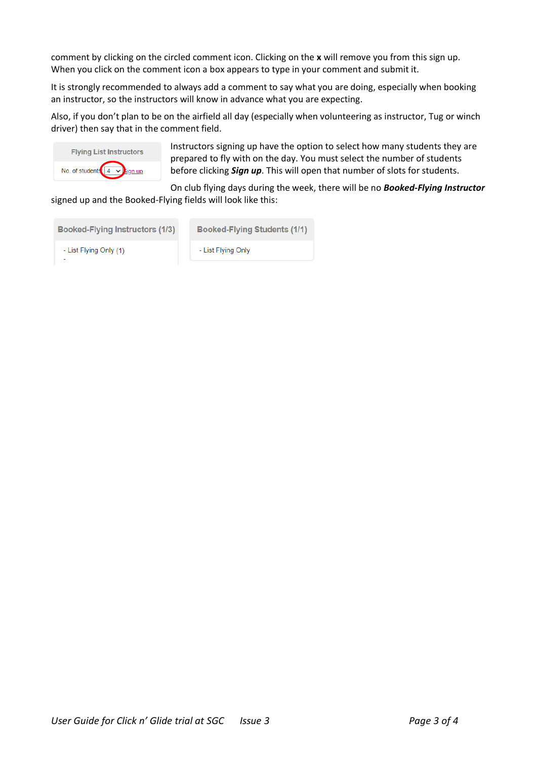comment by clicking on the circled comment icon. Clicking on the **x** will remove you from this sign up. When you click on the comment icon a box appears to type in your comment and submit it.

It is strongly recommended to always add a comment to say what you are doing, especially when booking an instructor, so the instructors will know in advance what you are expecting.

Also, if you don't plan to be on the airfield all day (especially when volunteering as instructor, Tug or winch driver) then say that in the comment field.

| Flying List Instructors |
| --- |
| No. of students 4 Sign up |

Instructors signing up have the option to select how many students they are prepared to fly with on the day. You must select the number of students before clicking ***Sign up***. This will open that number of slots for students.

On club flying days during the week, there will be no ***Booked-Flying Instructor*** signed up and the Booked-Flying fields will look like this:

| Booked-Flying Instructors (1/3) |
| --- |
| - List Flying Only (1) |
| - |

| Booked-Flying Students (1/1) |
| --- |
| - List Flying Only |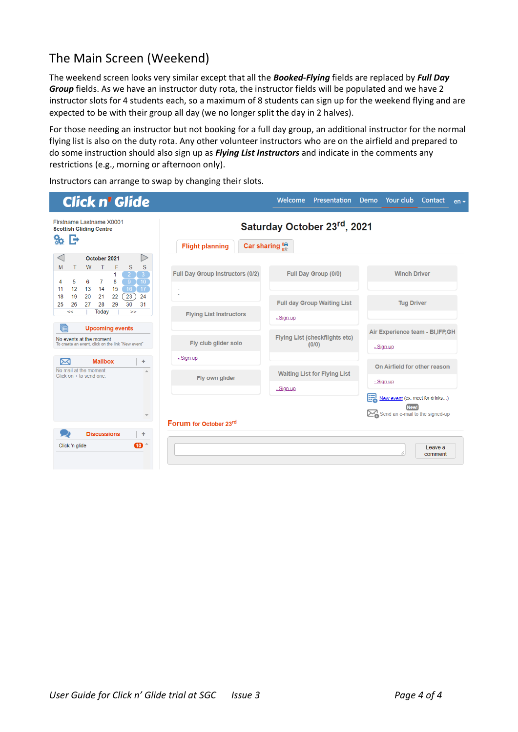## The Main Screen (Weekend)

The weekend screen looks very similar except that all the ***Booked-Flying*** fields are replaced by ***Full Day Group*** fields. As we have an instructor duty rota, the instructor fields will be populated and we have 2 instructor slots for 4 students each, so a maximum of 8 students can sign up for the weekend flying and are expected to be with their group all day (we no longer split the day in 2 halves).

For those needing an instructor but not booking for a full day group, an additional instructor for the normal flying list is also on the duty rota. Any other volunteer instructors who are on the airfield and prepared to do some instruction should also sign up as ***Flying List Instructors*** and indicate in the comments any restrictions (e.g., morning or afternoon only).

Instructors can arrange to swap by changing their slots.